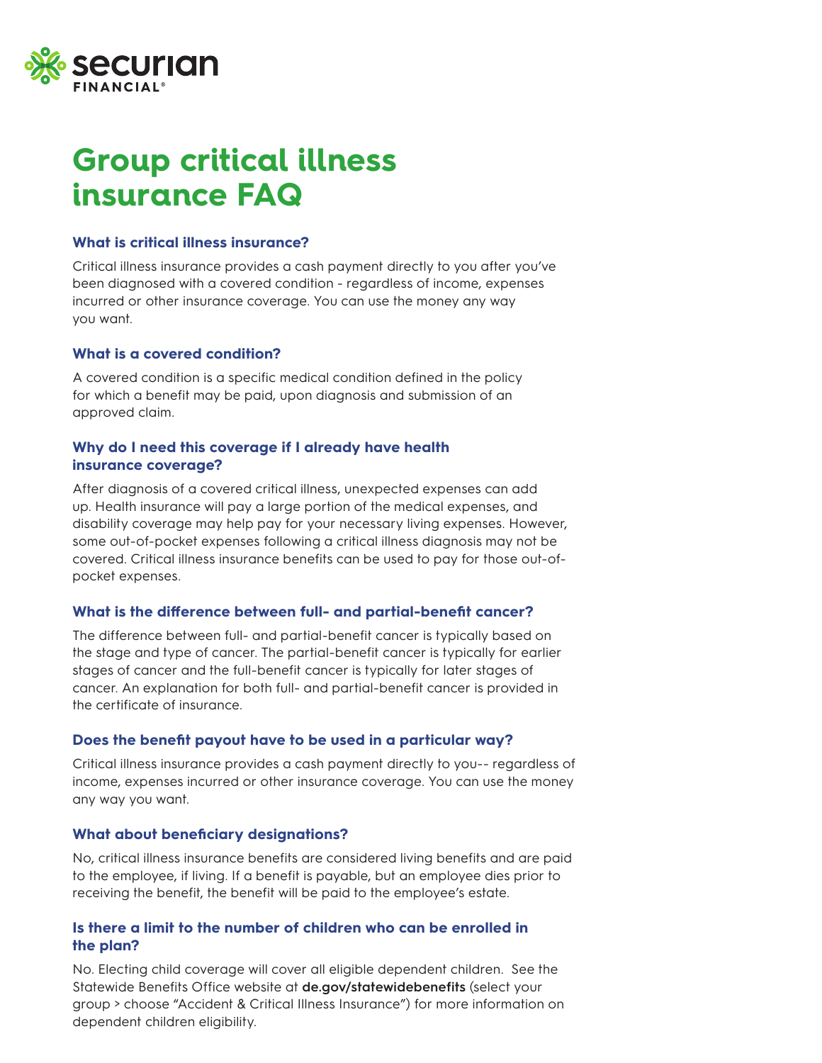Securian FINANCIAL®

# Group critical illness insurance FAQ

### What is critical illness insurance?

Critical illness insurance provides a cash payment directly to you after you've been diagnosed with a covered condition - regardless of income, expenses incurred or other insurance coverage. You can use the money any way you want.

### What is a covered condition?

A covered condition is a specific medical condition defined in the policy for which a benefit may be paid, upon diagnosis and submission of an approved claim.

### Why do I need this coverage if I already have health insurance coverage?

After diagnosis of a covered critical illness, unexpected expenses can add up. Health insurance will pay a large portion of the medical expenses, and disability coverage may help pay for your necessary living expenses. However, some out-of-pocket expenses following a critical illness diagnosis may not be covered. Critical illness insurance benefits can be used to pay for those out-of-pocket expenses.

### What is the difference between full- and partial-benefit cancer?

The difference between full- and partial-benefit cancer is typically based on the stage and type of cancer. The partial-benefit cancer is typically for earlier stages of cancer and the full-benefit cancer is typically for later stages of cancer. An explanation for both full- and partial-benefit cancer is provided in the certificate of insurance.

### Does the benefit payout have to be used in a particular way?

Critical illness insurance provides a cash payment directly to you-- regardless of income, expenses incurred or other insurance coverage. You can use the money any way you want.

### What about beneficiary designations?

No, critical illness insurance benefits are considered living benefits and are paid to the employee, if living. If a benefit is payable, but an employee dies prior to receiving the benefit, the benefit will be paid to the employee's estate.

### Is there a limit to the number of children who can be enrolled in the plan?

No. Electing child coverage will cover all eligible dependent children. See the Statewide Benefits Office website at **de.gov/statewidebenefits** (select your group > choose "Accident & Critical Illness Insurance") for more information on dependent children eligibility.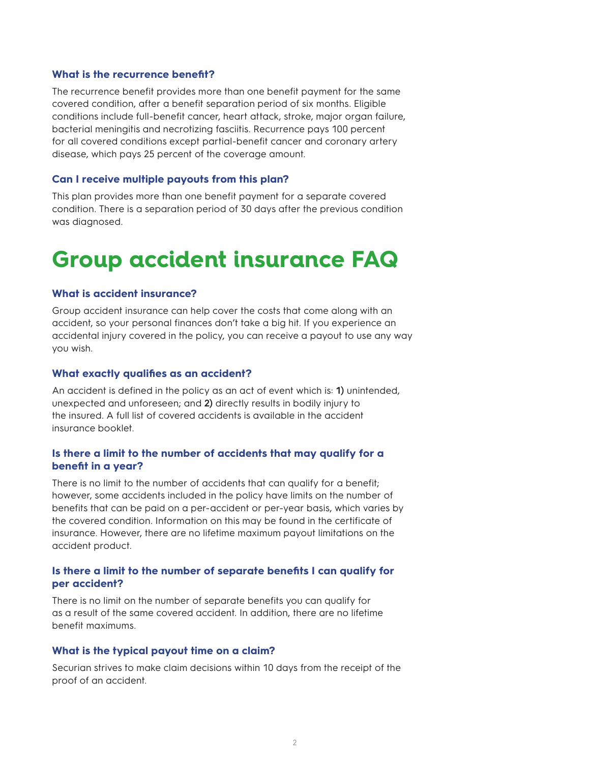### What is the recurrence benefit?

The recurrence benefit provides more than one benefit payment for the same covered condition, after a benefit separation period of six months. Eligible conditions include full-benefit cancer, heart attack, stroke, major organ failure, bacterial meningitis and necrotizing fasciitis. Recurrence pays 100 percent for all covered conditions except partial-benefit cancer and coronary artery disease, which pays 25 percent of the coverage amount.

### Can I receive multiple payouts from this plan?

This plan provides more than one benefit payment for a separate covered condition. There is a separation period of 30 days after the previous condition was diagnosed.

# Group accident insurance FAQ

### What is accident insurance?

Group accident insurance can help cover the costs that come along with an accident, so your personal finances don't take a big hit. If you experience an accidental injury covered in the policy, you can receive a payout to use any way you wish.

### What exactly qualifies as an accident?

An accident is defined in the policy as an act of event which is: **1)** unintended, unexpected and unforeseen; and **2)** directly results in bodily injury to the insured. A full list of covered accidents is available in the accident insurance booklet.

### Is there a limit to the number of accidents that may qualify for a benefit in a year?

There is no limit to the number of accidents that can qualify for a benefit; however, some accidents included in the policy have limits on the number of benefits that can be paid on a per-accident or per-year basis, which varies by the covered condition. Information on this may be found in the certificate of insurance. However, there are no lifetime maximum payout limitations on the accident product.

### Is there a limit to the number of separate benefits I can qualify for per accident?

There is no limit on the number of separate benefits you can qualify for as a result of the same covered accident. In addition, there are no lifetime benefit maximums.

### What is the typical payout time on a claim?

Securian strives to make claim decisions within 10 days from the receipt of the proof of an accident.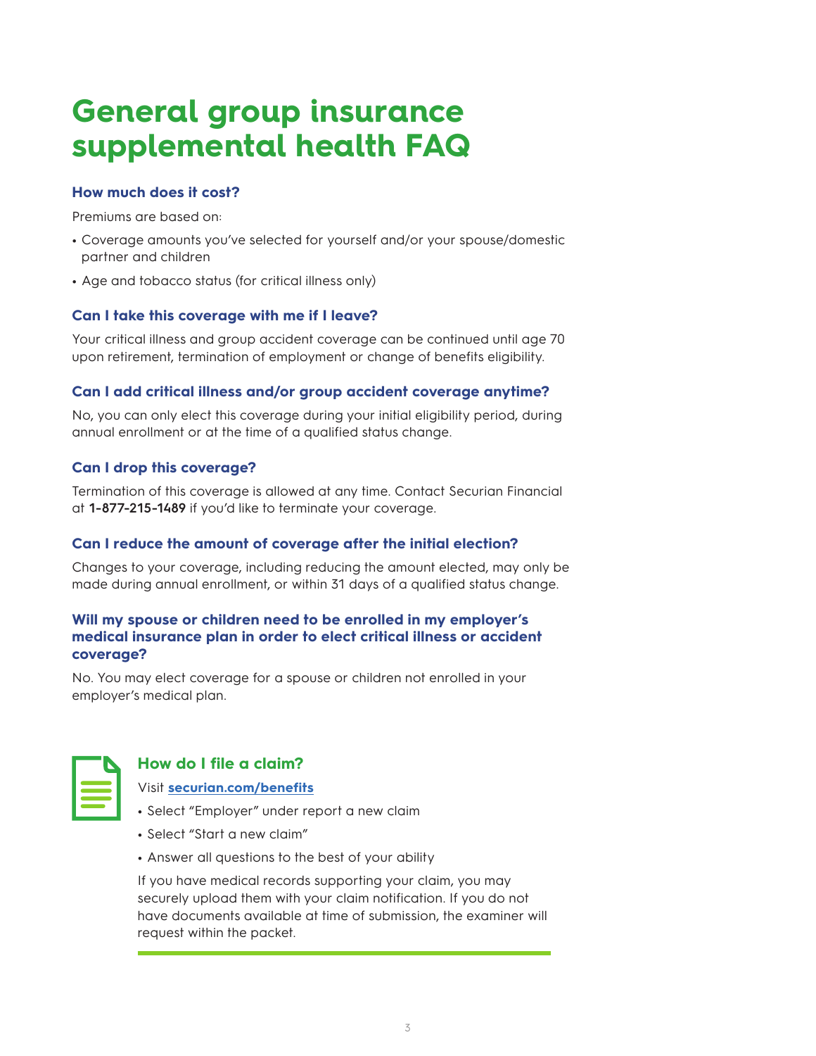# General group insurance supplemental health FAQ

### How much does it cost?

Premiums are based on:

- Coverage amounts you've selected for yourself and/or your spouse/domestic partner and children
- Age and tobacco status (for critical illness only)

### Can I take this coverage with me if I leave?

Your critical illness and group accident coverage can be continued until age 70 upon retirement, termination of employment or change of benefits eligibility.

### Can I add critical illness and/or group accident coverage anytime?

No, you can only elect this coverage during your initial eligibility period, during annual enrollment or at the time of a qualified status change.

### Can I drop this coverage?

Termination of this coverage is allowed at any time. Contact Securian Financial at **1-877-215-1489** if you'd like to terminate your coverage.

### Can I reduce the amount of coverage after the initial election?

Changes to your coverage, including reducing the amount elected, may only be made during annual enrollment, or within 31 days of a qualified status change.

### Will my spouse or children need to be enrolled in my employer's medical insurance plan in order to elect critical illness or accident coverage?

No. You may elect coverage for a spouse or children not enrolled in your employer's medical plan.

### How do I file a claim?

Visit **securian.com/benefits**

- Select "Employer" under report a new claim
- Select "Start a new claim"
- Answer all questions to the best of your ability

If you have medical records supporting your claim, you may securely upload them with your claim notification. If you do not have documents available at time of submission, the examiner will request within the packet.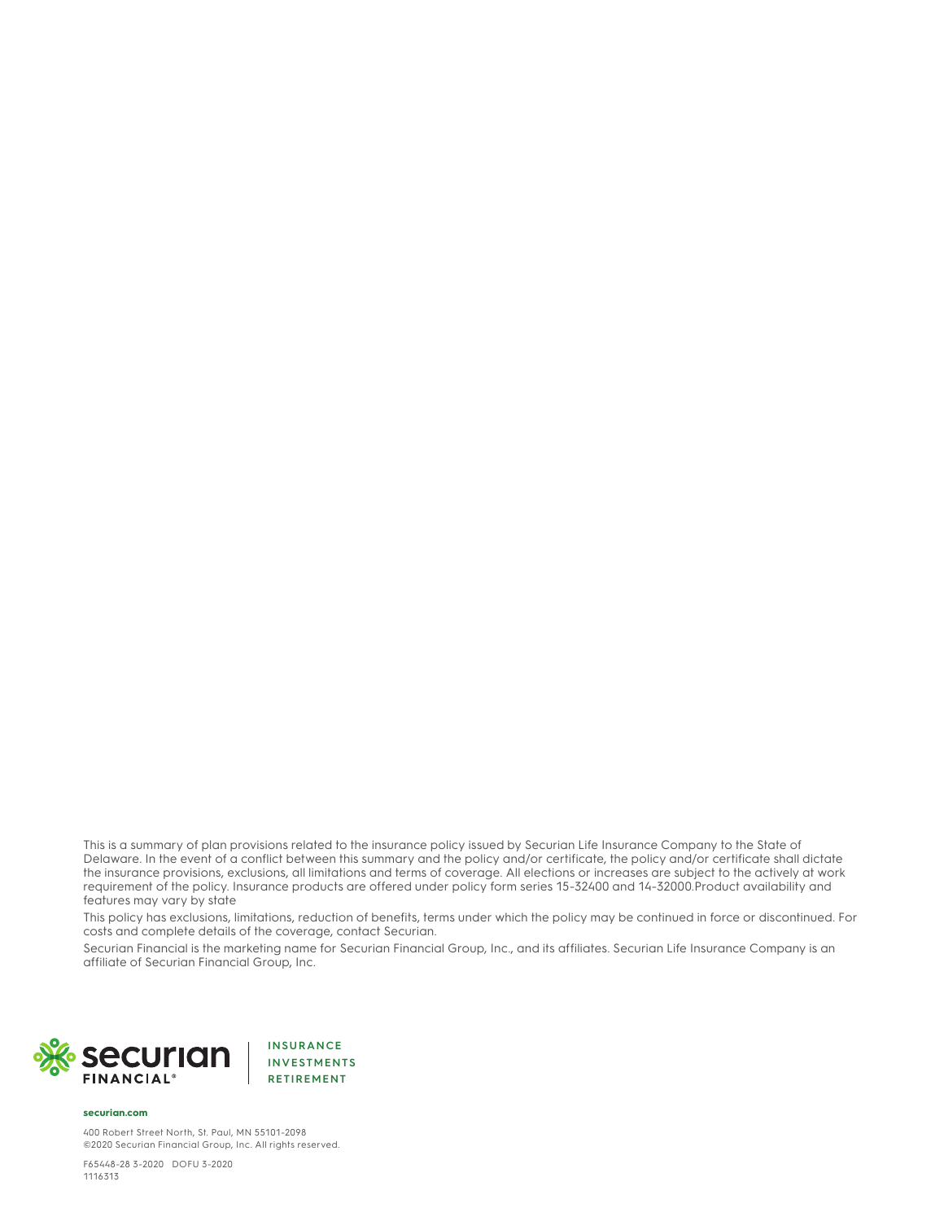This is a summary of plan provisions related to the insurance policy issued by Securian Life Insurance Company to the State of Delaware. In the event of a conflict between this summary and the policy and/or certificate, the policy and/or certificate shall dictate the insurance provisions, exclusions, all limitations and terms of coverage. All elections or increases are subject to the actively at work requirement of the policy. Insurance products are offered under policy form series 15-32400 and 14-32000.Product availability and features may vary by state

This policy has exclusions, limitations, reduction of benefits, terms under which the policy may be continued in force or discontinued. For costs and complete details of the coverage, contact Securian.

Securian Financial is the marketing name for Securian Financial Group, Inc., and its affiliates. Securian Life Insurance Company is an affiliate of Securian Financial Group, Inc.

Securian FINANCIAL®

INSURANCE
INVESTMENTS
RETIREMENT

**securian.com**

400 Robert Street North, St. Paul, MN 55101-2098
©2020 Securian Financial Group, Inc. All rights reserved.

F65448-28 3-2020 DOFU 3-2020
1116313